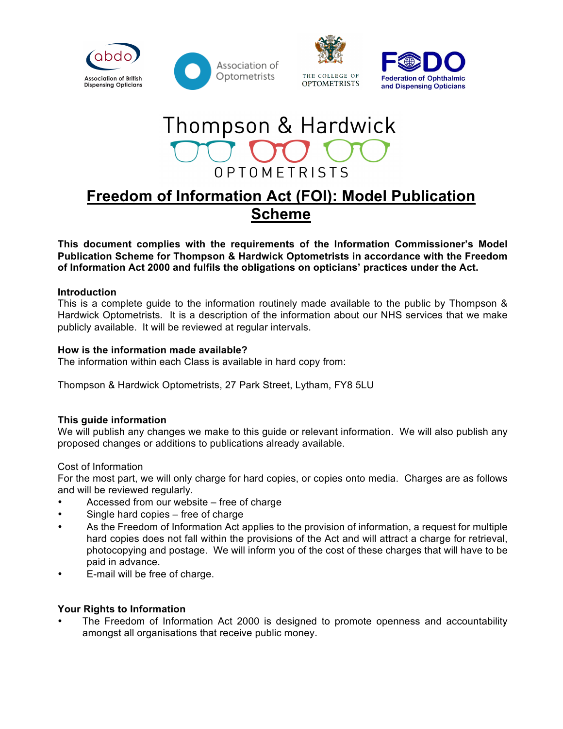abdo Association of British Dispensing Opticians

Association of Optometrists

THE COLLEGE OF OPTOMETRISTS

FODO Federation of Ophthalmic and Dispensing Opticians

Thompson & Hardwick OPTOMETRISTS

# Freedom of Information Act (FOI): Model Publication Scheme

**This document complies with the requirements of the Information Commissioner's Model Publication Scheme for Thompson & Hardwick Optometrists in accordance with the Freedom of Information Act 2000 and fulfils the obligations on opticians' practices under the Act.**

### Introduction

This is a complete guide to the information routinely made available to the public by Thompson & Hardwick Optometrists. It is a description of the information about our NHS services that we make publicly available. It will be reviewed at regular intervals.

### How is the information made available?

The information within each Class is available in hard copy from:

Thompson & Hardwick Optometrists, 27 Park Street, Lytham, FY8 5LU

### This guide information

We will publish any changes we make to this guide or relevant information. We will also publish any proposed changes or additions to publications already available.

Cost of Information

For the most part, we will only charge for hard copies, or copies onto media. Charges are as follows and will be reviewed regularly.

- Accessed from our website – free of charge
- Single hard copies – free of charge
- As the Freedom of Information Act applies to the provision of information, a request for multiple hard copies does not fall within the provisions of the Act and will attract a charge for retrieval, photocopying and postage. We will inform you of the cost of these charges that will have to be paid in advance.
- E-mail will be free of charge.

### Your Rights to Information

- The Freedom of Information Act 2000 is designed to promote openness and accountability amongst all organisations that receive public money.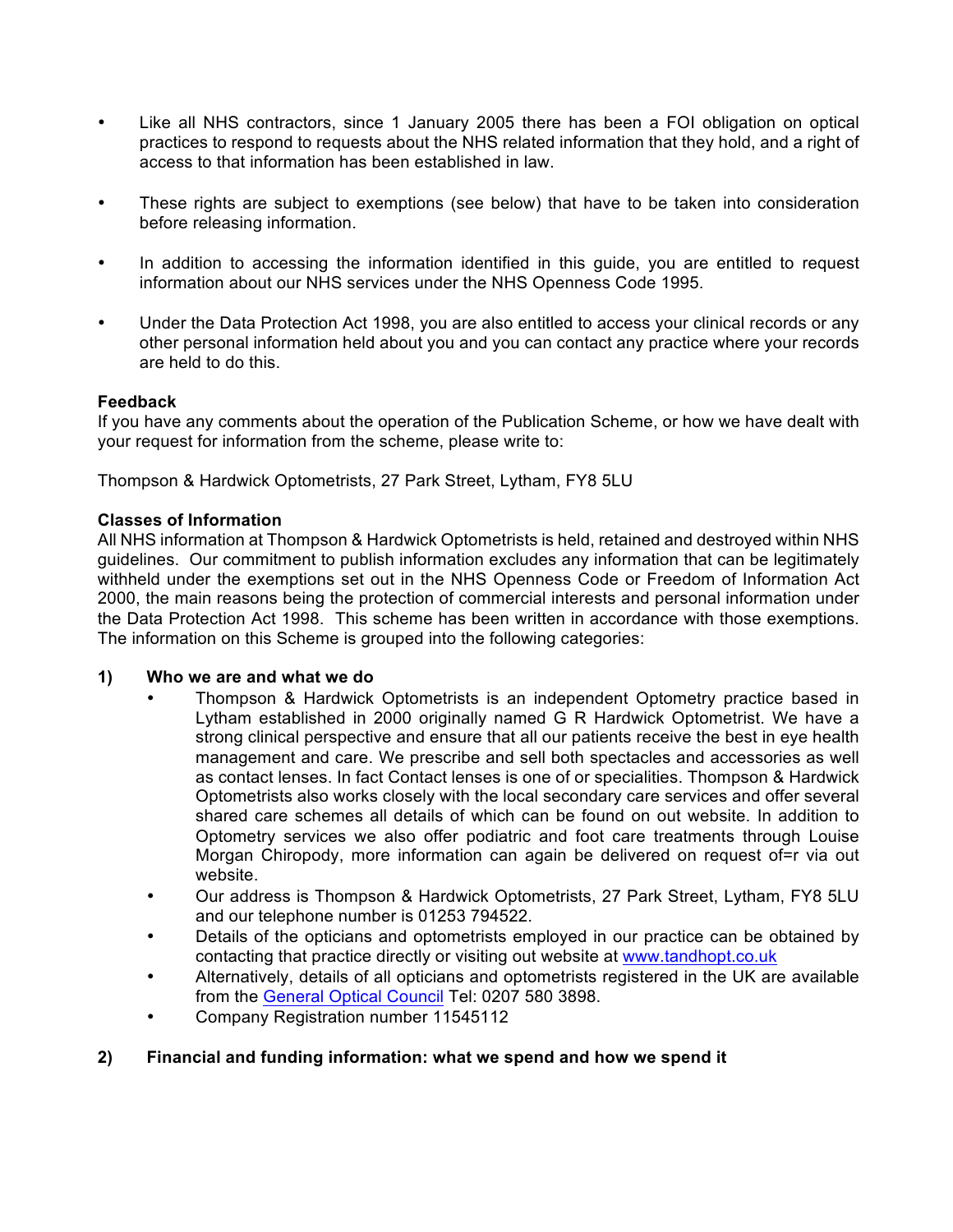- Like all NHS contractors, since 1 January 2005 there has been a FOI obligation on optical practices to respond to requests about the NHS related information that they hold, and a right of access to that information has been established in law.
- These rights are subject to exemptions (see below) that have to be taken into consideration before releasing information.
- In addition to accessing the information identified in this guide, you are entitled to request information about our NHS services under the NHS Openness Code 1995.
- Under the Data Protection Act 1998, you are also entitled to access your clinical records or any other personal information held about you and you can contact any practice where your records are held to do this.

**Feedback**
If you have any comments about the operation of the Publication Scheme, or how we have dealt with your request for information from the scheme, please write to:

Thompson & Hardwick Optometrists, 27 Park Street, Lytham, FY8 5LU

**Classes of Information**
All NHS information at Thompson & Hardwick Optometrists is held, retained and destroyed within NHS guidelines. Our commitment to publish information excludes any information that can be legitimately withheld under the exemptions set out in the NHS Openness Code or Freedom of Information Act 2000, the main reasons being the protection of commercial interests and personal information under the Data Protection Act 1998. This scheme has been written in accordance with those exemptions. The information on this Scheme is grouped into the following categories:

**1) Who we are and what we do**

- Thompson & Hardwick Optometrists is an independent Optometry practice based in Lytham established in 2000 originally named G R Hardwick Optometrist. We have a strong clinical perspective and ensure that all our patients receive the best in eye health management and care. We prescribe and sell both spectacles and accessories as well as contact lenses. In fact Contact lenses is one of or specialities. Thompson & Hardwick Optometrists also works closely with the local secondary care services and offer several shared care schemes all details of which can be found on out website. In addition to Optometry services we also offer podiatric and foot care treatments through Louise Morgan Chiropody, more information can again be delivered on request of=r via out website.
- Our address is Thompson & Hardwick Optometrists, 27 Park Street, Lytham, FY8 5LU and our telephone number is 01253 794522.
- Details of the opticians and optometrists employed in our practice can be obtained by contacting that practice directly or visiting out website at [www.tandhopt.co.uk](www.tandhopt.co.uk)
- Alternatively, details of all opticians and optometrists registered in the UK are available from the General Optical Council Tel: 0207 580 3898.
- Company Registration number 11545112

**2) Financial and funding information: what we spend and how we spend it**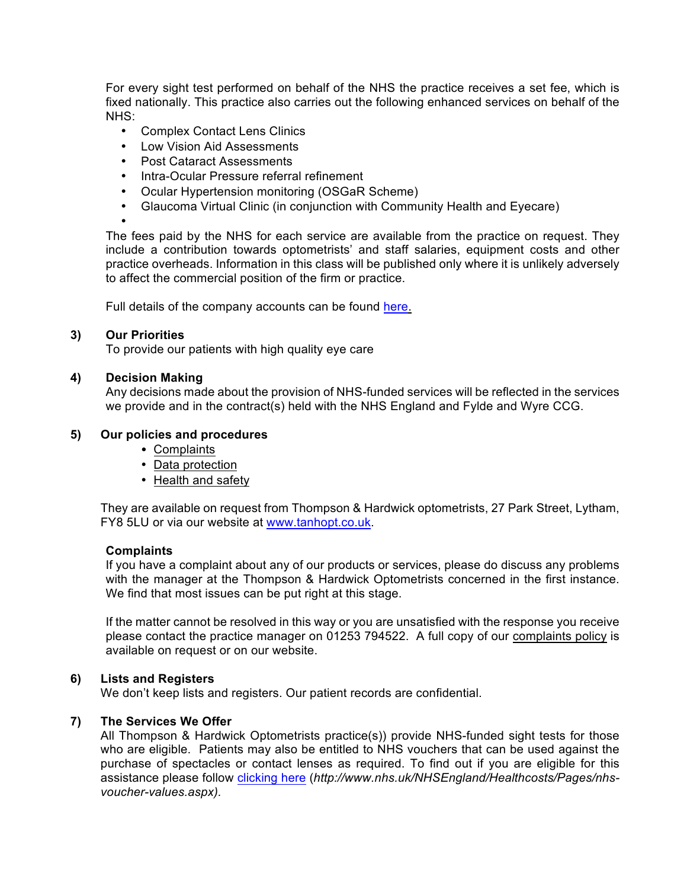For every sight test performed on behalf of the NHS the practice receives a set fee, which is fixed nationally. This practice also carries out the following enhanced services on behalf of the NHS:

- Complex Contact Lens Clinics
- Low Vision Aid Assessments
- Post Cataract Assessments
- Intra-Ocular Pressure referral refinement
- Ocular Hypertension monitoring (OSGaR Scheme)
- Glaucoma Virtual Clinic (in conjunction with Community Health and Eyecare)

The fees paid by the NHS for each service are available from the practice on request. They include a contribution towards optometrists' and staff salaries, equipment costs and other practice overheads. Information in this class will be published only where it is unlikely adversely to affect the commercial position of the firm or practice.

Full details of the company accounts can be found here.

## 3) Our Priorities

To provide our patients with high quality eye care

## 4) Decision Making

Any decisions made about the provision of NHS-funded services will be reflected in the services we provide and in the contract(s) held with the NHS England and Fylde and Wyre CCG.

## 5) Our policies and procedures

- Complaints
- Data protection
- Health and safety

They are available on request from Thompson & Hardwick optometrists, 27 Park Street, Lytham, FY8 5LU or via our website at www.tanhopt.co.uk.

**Complaints**

If you have a complaint about any of our products or services, please do discuss any problems with the manager at the Thompson & Hardwick Optometrists concerned in the first instance. We find that most issues can be put right at this stage.

If the matter cannot be resolved in this way or you are unsatisfied with the response you receive please contact the practice manager on 01253 794522. A full copy of our complaints policy is available on request or on our website.

## 6) Lists and Registers

We don't keep lists and registers. Our patient records are confidential.

## 7) The Services We Offer

All Thompson & Hardwick Optometrists practice(s)) provide NHS-funded sight tests for those who are eligible. Patients may also be entitled to NHS vouchers that can be used against the purchase of spectacles or contact lenses as required. To find out if you are eligible for this assistance please follow clicking here (*http://www.nhs.uk/NHSEngland/Healthcosts/Pages/nhs-voucher-values.aspx).*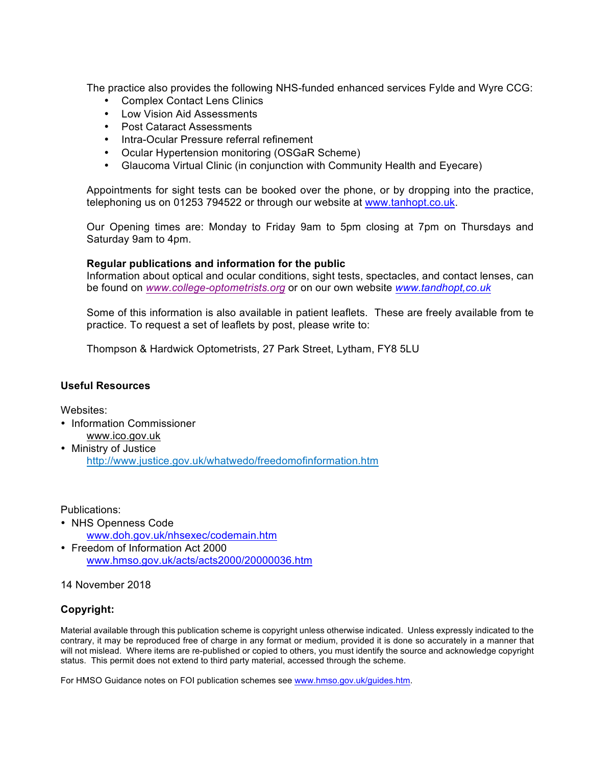The practice also provides the following NHS-funded enhanced services Fylde and Wyre CCG:

- Complex Contact Lens Clinics
- Low Vision Aid Assessments
- Post Cataract Assessments
- Intra-Ocular Pressure referral refinement
- Ocular Hypertension monitoring (OSGaR Scheme)
- Glaucoma Virtual Clinic (in conjunction with Community Health and Eyecare)

Appointments for sight tests can be booked over the phone, or by dropping into the practice, telephoning us on 01253 794522 or through our website at www.tanhopt.co.uk.

Our Opening times are: Monday to Friday 9am to 5pm closing at 7pm on Thursdays and Saturday 9am to 4pm.

**Regular publications and information for the public**
Information about optical and ocular conditions, sight tests, spectacles, and contact lenses, can be found on *www.college-optometrists.org* or on our own website *www.tandhopt,co.uk*

Some of this information is also available in patient leaflets. These are freely available from te practice. To request a set of leaflets by post, please write to:

Thompson & Hardwick Optometrists, 27 Park Street, Lytham, FY8 5LU

**Useful Resources**

Websites:

- Information Commissioner
  www.ico.gov.uk
- Ministry of Justice
  http://www.justice.gov.uk/whatwedo/freedomofinformation.htm

Publications:

- NHS Openness Code
  www.doh.gov.uk/nhsexec/codemain.htm
- Freedom of Information Act 2000
  www.hmso.gov.uk/acts/acts2000/20000036.htm

14 November 2018

**Copyright:**

Material available through this publication scheme is copyright unless otherwise indicated. Unless expressly indicated to the contrary, it may be reproduced free of charge in any format or medium, provided it is done so accurately in a manner that will not mislead. Where items are re-published or copied to others, you must identify the source and acknowledge copyright status. This permit does not extend to third party material, accessed through the scheme.

For HMSO Guidance notes on FOI publication schemes see www.hmso.gov.uk/guides.htm.